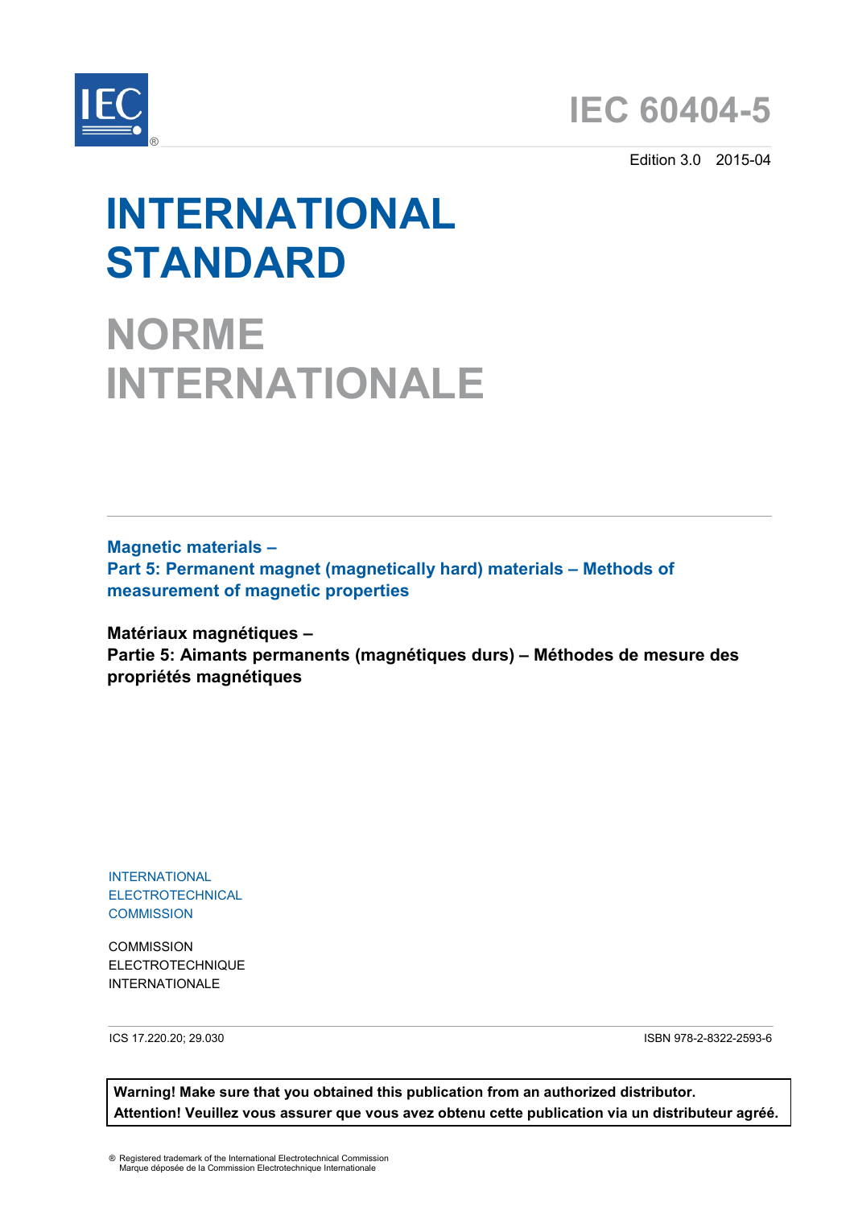# IEC 60404-5

Edition 3.0 2015-04

# INTERNATIONAL STANDARD

# NORME INTERNATIONALE

**Magnetic materials –**
**Part 5: Permanent magnet (magnetically hard) materials – Methods of measurement of magnetic properties**

**Matériaux magnétiques –**
**Partie 5: Aimants permanents (magnétiques durs) – Méthodes de mesure des propriétés magnétiques**

INTERNATIONAL ELECTROTECHNICAL COMMISSION

COMMISSION ELECTROTECHNIQUE INTERNATIONALE

ICS 17.220.20; 29.030

ISBN 978-2-8322-2593-6

**Warning! Make sure that you obtained this publication from an authorized distributor.**
**Attention! Veuillez vous assurer que vous avez obtenu cette publication via un distributeur agréé.**

® Registered trademark of the International Electrotechnical Commission
Marque déposée de la Commission Electrotechnique Internationale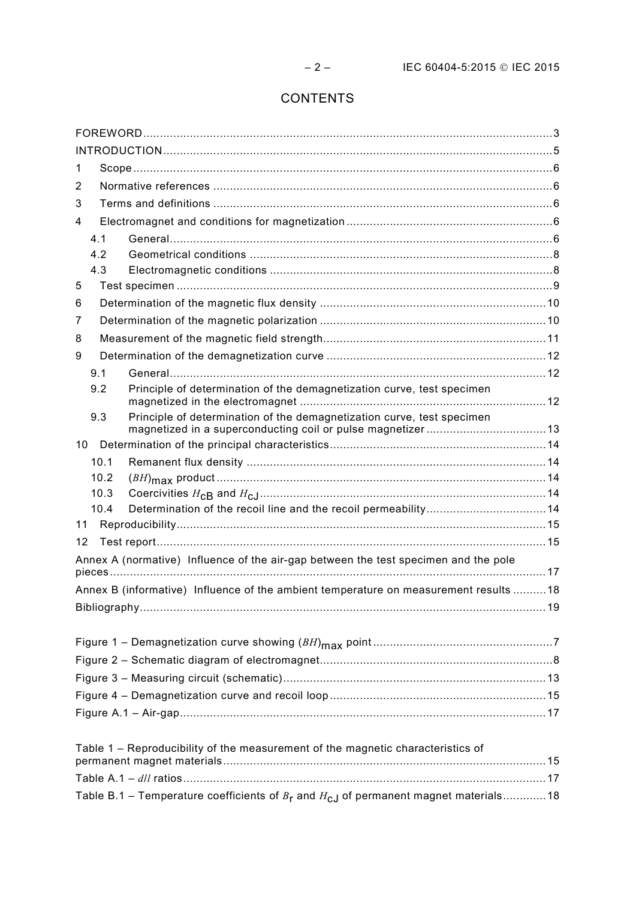# CONTENTS

FOREWORD ... 3
INTRODUCTION ... 5
1 Scope ... 6
2 Normative references ... 6
3 Terms and definitions ... 6
4 Electromagnet and conditions for magnetization ... 6
 4.1 General ... 6
 4.2 Geometrical conditions ... 8
 4.3 Electromagnetic conditions ... 8
5 Test specimen ... 9
6 Determination of the magnetic flux density ... 10
7 Determination of the magnetic polarization ... 10
8 Measurement of the magnetic field strength ... 11
9 Determination of the demagnetization curve ... 12
 9.1 General ... 12
 9.2 Principle of determination of the demagnetization curve, test specimen magnetized in the electromagnet ... 12
 9.3 Principle of determination of the demagnetization curve, test specimen magnetized in a superconducting coil or pulse magnetizer ... 13
10 Determination of the principal characteristics ... 14
 10.1 Remanent flux density ... 14
 10.2 $(BH)_{max}$ product ... 14
 10.3 Coercivities $H_{cB}$ and $H_{cJ}$ ... 14
 10.4 Determination of the recoil line and the recoil permeability ... 14
11 Reproducibility ... 15
12 Test report ... 15
Annex A (normative) Influence of the air-gap between the test specimen and the pole pieces ... 17
Annex B (informative) Influence of the ambient temperature on measurement results ... 18
Bibliography ... 19

Figure 1 – Demagnetization curve showing $(BH)_{max}$ point ... 7
Figure 2 – Schematic diagram of electromagnet ... 8
Figure 3 – Measuring circuit (schematic) ... 13
Figure 4 – Demagnetization curve and recoil loop ... 15
Figure A.1 – Air-gap ... 17

Table 1 – Reproducibility of the measurement of the magnetic characteristics of permanent magnet materials ... 15
Table A.1 – $d/l$ ratios ... 17
Table B.1 – Temperature coefficients of $B_r$ and $H_{cJ}$ of permanent magnet materials ... 18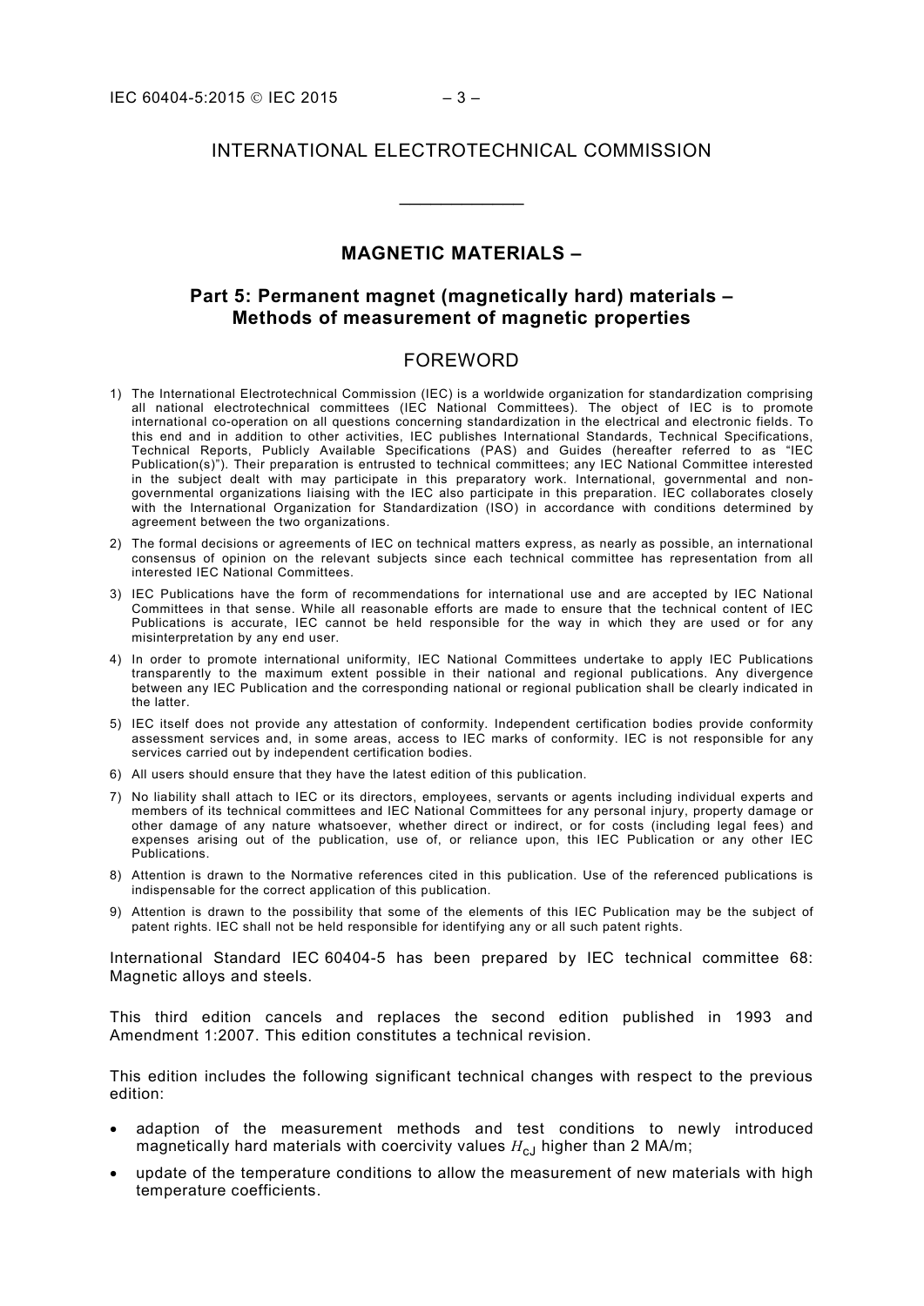# INTERNATIONAL ELECTROTECHNICAL COMMISSION

____________

## MAGNETIC MATERIALS –

## Part 5: Permanent magnet (magnetically hard) materials – Methods of measurement of magnetic properties

## FOREWORD

1) The International Electrotechnical Commission (IEC) is a worldwide organization for standardization comprising all national electrotechnical committees (IEC National Committees). The object of IEC is to promote international co-operation on all questions concerning standardization in the electrical and electronic fields. To this end and in addition to other activities, IEC publishes International Standards, Technical Specifications, Technical Reports, Publicly Available Specifications (PAS) and Guides (hereafter referred to as "IEC Publication(s)"). Their preparation is entrusted to technical committees; any IEC National Committee interested in the subject dealt with may participate in this preparatory work. International, governmental and non-governmental organizations liaising with the IEC also participate in this preparation. IEC collaborates closely with the International Organization for Standardization (ISO) in accordance with conditions determined by agreement between the two organizations.
2) The formal decisions or agreements of IEC on technical matters express, as nearly as possible, an international consensus of opinion on the relevant subjects since each technical committee has representation from all interested IEC National Committees.
3) IEC Publications have the form of recommendations for international use and are accepted by IEC National Committees in that sense. While all reasonable efforts are made to ensure that the technical content of IEC Publications is accurate, IEC cannot be held responsible for the way in which they are used or for any misinterpretation by any end user.
4) In order to promote international uniformity, IEC National Committees undertake to apply IEC Publications transparently to the maximum extent possible in their national and regional publications. Any divergence between any IEC Publication and the corresponding national or regional publication shall be clearly indicated in the latter.
5) IEC itself does not provide any attestation of conformity. Independent certification bodies provide conformity assessment services and, in some areas, access to IEC marks of conformity. IEC is not responsible for any services carried out by independent certification bodies.
6) All users should ensure that they have the latest edition of this publication.
7) No liability shall attach to IEC or its directors, employees, servants or agents including individual experts and members of its technical committees and IEC National Committees for any personal injury, property damage or other damage of any nature whatsoever, whether direct or indirect, or for costs (including legal fees) and expenses arising out of the publication, use of, or reliance upon, this IEC Publication or any other IEC Publications.
8) Attention is drawn to the Normative references cited in this publication. Use of the referenced publications is indispensable for the correct application of this publication.
9) Attention is drawn to the possibility that some of the elements of this IEC Publication may be the subject of patent rights. IEC shall not be held responsible for identifying any or all such patent rights.

International Standard IEC 60404-5 has been prepared by IEC technical committee 68: Magnetic alloys and steels.

This third edition cancels and replaces the second edition published in 1993 and Amendment 1:2007. This edition constitutes a technical revision.

This edition includes the following significant technical changes with respect to the previous edition:

- adaption of the measurement methods and test conditions to newly introduced magnetically hard materials with coercivity values $H_{cJ}$ higher than 2 MA/m;
- update of the temperature conditions to allow the measurement of new materials with high temperature coefficients.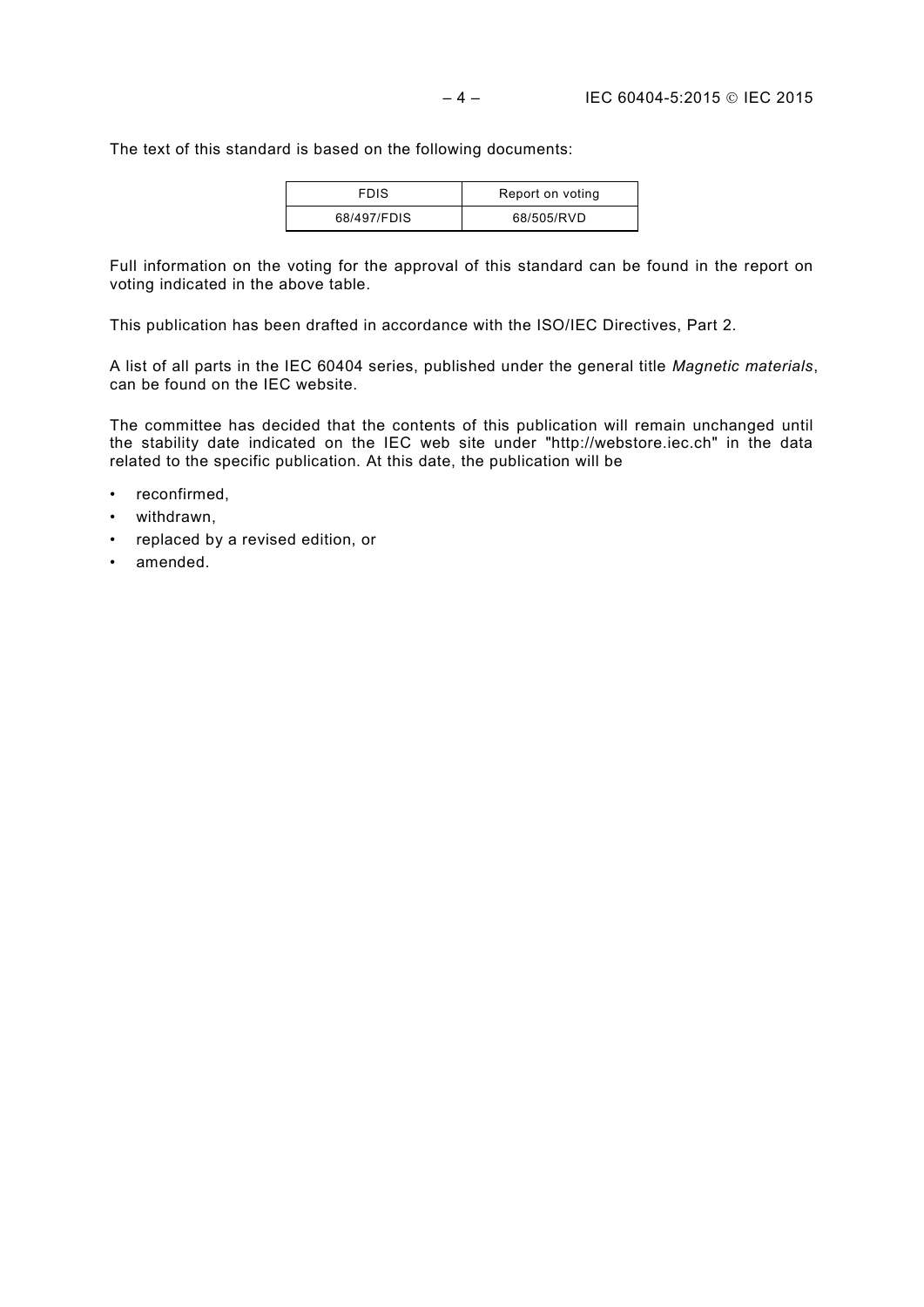The text of this standard is based on the following documents:

| FDIS | Report on voting |
| --- | --- |
| 68/497/FDIS | 68/505/RVD |

Full information on the voting for the approval of this standard can be found in the report on voting indicated in the above table.

This publication has been drafted in accordance with the ISO/IEC Directives, Part 2.

A list of all parts in the IEC 60404 series, published under the general title *Magnetic materials*, can be found on the IEC website.

The committee has decided that the contents of this publication will remain unchanged until the stability date indicated on the IEC web site under "http://webstore.iec.ch" in the data related to the specific publication. At this date, the publication will be

- reconfirmed,
- withdrawn,
- replaced by a revised edition, or
- amended.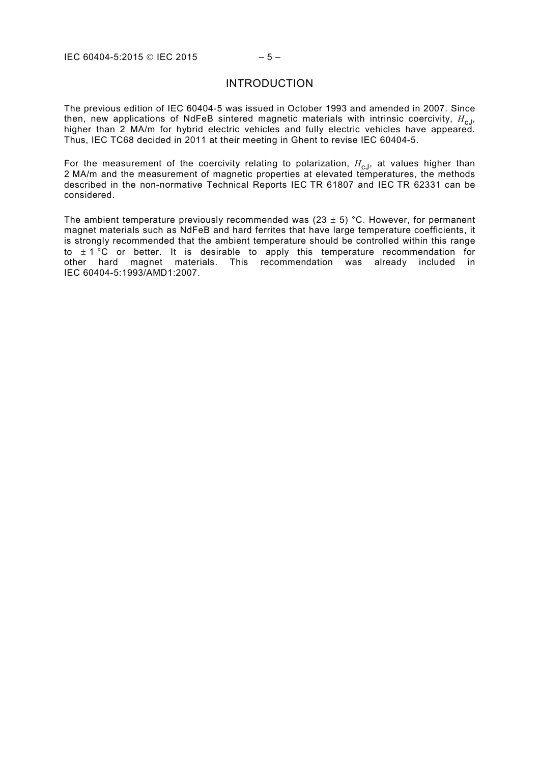# INTRODUCTION

The previous edition of IEC 60404-5 was issued in October 1993 and amended in 2007. Since then, new applications of NdFeB sintered magnetic materials with intrinsic coercivity, $H_{cJ}$, higher than 2 MA/m for hybrid electric vehicles and fully electric vehicles have appeared. Thus, IEC TC68 decided in 2011 at their meeting in Ghent to revise IEC 60404-5.

For the measurement of the coercivity relating to polarization, $H_{cJ}$, at values higher than 2 MA/m and the measurement of magnetic properties at elevated temperatures, the methods described in the non-normative Technical Reports IEC TR 61807 and IEC TR 62331 can be considered.

The ambient temperature previously recommended was $(23 \pm 5)$ °C. However, for permanent magnet materials such as NdFeB and hard ferrites that have large temperature coefficients, it is strongly recommended that the ambient temperature should be controlled within this range to $\pm 1$ °C or better. It is desirable to apply this temperature recommendation for other hard magnet materials. This recommendation was already included in IEC 60404-5:1993/AMD1:2007.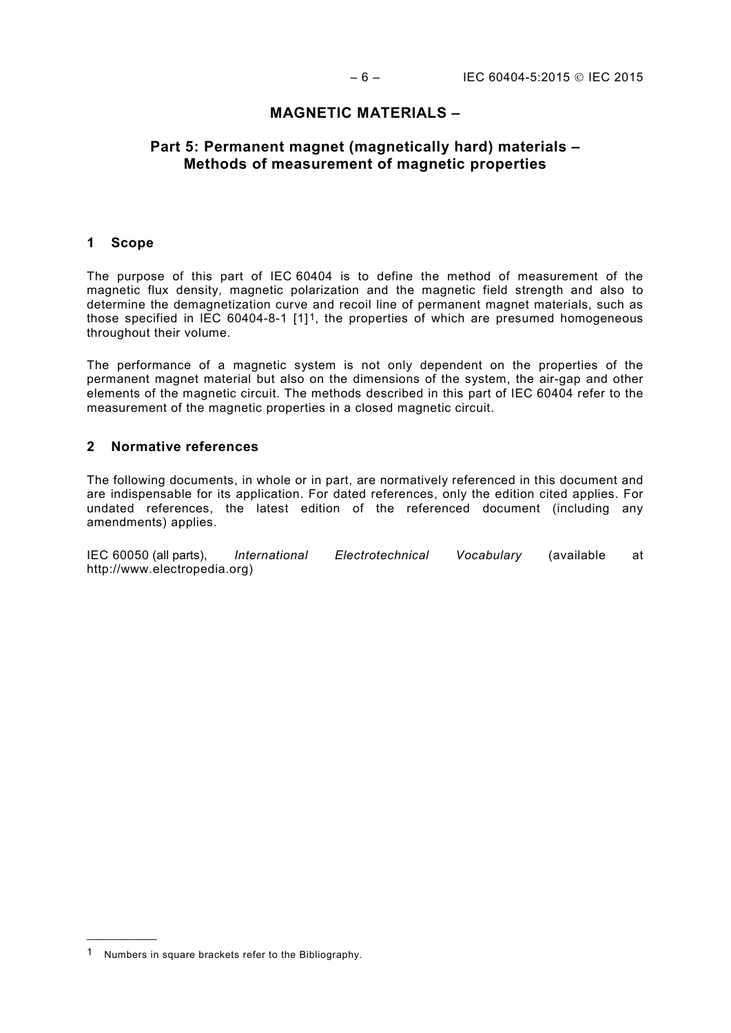# MAGNETIC MATERIALS –

## Part 5: Permanent magnet (magnetically hard) materials – Methods of measurement of magnetic properties

### 1 Scope

The purpose of this part of IEC 60404 is to define the method of measurement of the magnetic flux density, magnetic polarization and the magnetic field strength and also to determine the demagnetization curve and recoil line of permanent magnet materials, such as those specified in IEC 60404-8-1 [1][1], the properties of which are presumed homogeneous throughout their volume.

The performance of a magnetic system is not only dependent on the properties of the permanent magnet material but also on the dimensions of the system, the air-gap and other elements of the magnetic circuit. The methods described in this part of IEC 60404 refer to the measurement of the magnetic properties in a closed magnetic circuit.

### 2 Normative references

The following documents, in whole or in part, are normatively referenced in this document and are indispensable for its application. For dated references, only the edition cited applies. For undated references, the latest edition of the referenced document (including any amendments) applies.

IEC 60050 (all parts), *International Electrotechnical Vocabulary* (available at http://www.electropedia.org)

---

[1] Numbers in square brackets refer to the Bibliography.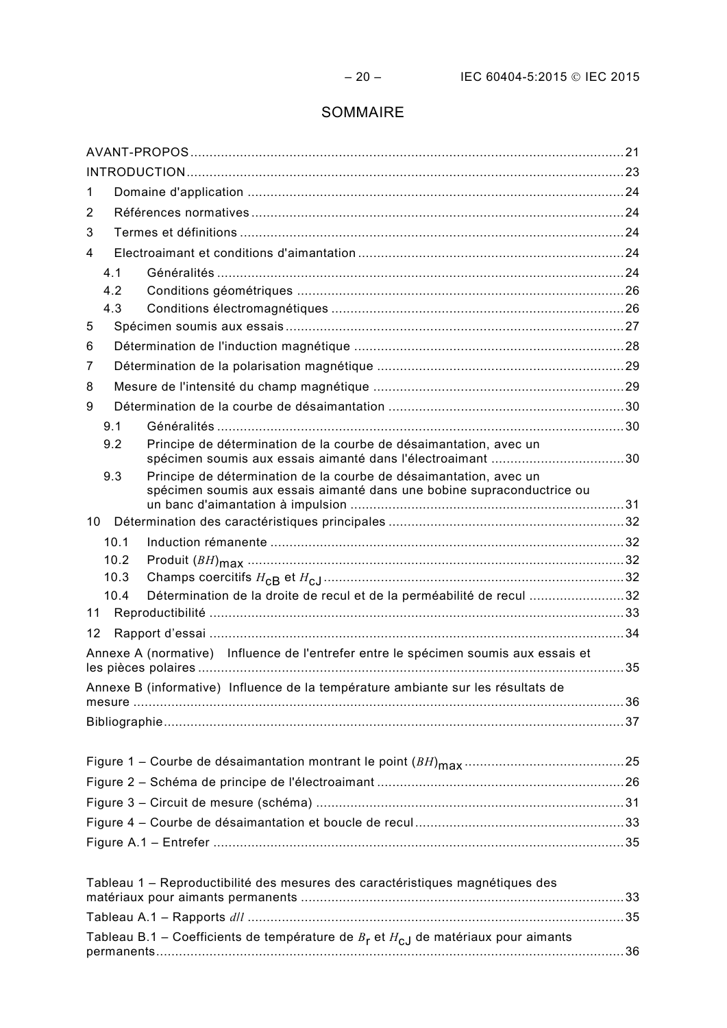# SOMMAIRE

AVANT-PROPOS ........................................................................................................ 21
INTRODUCTION ........................................................................................................ 23
1 Domaine d'application ........................................................................................... 24
2 Références normatives .......................................................................................... 24
3 Termes et définitions ............................................................................................. 24
4 Electroaimant et conditions d'aimantation .............................................................. 24
  4.1 Généralités ....................................................................................................... 24
  4.2 Conditions géométriques .................................................................................. 26
  4.3 Conditions électromagnétiques ......................................................................... 26
5 Spécimen soumis aux essais .................................................................................. 27
6 Détermination de l'induction magnétique ................................................................ 28
7 Détermination de la polarisation magnétique .......................................................... 29
8 Mesure de l'intensité du champ magnétique ............................................................ 29
9 Détermination de la courbe de désaimantation ........................................................ 30
  9.1 Généralités ....................................................................................................... 30
  9.2 Principe de détermination de la courbe de désaimantation, avec un spécimen soumis aux essais aimanté dans l'électroaimant ................................................ 30
  9.3 Principe de détermination de la courbe de désaimantation, avec un spécimen soumis aux essais aimanté dans une bobine supraconductrice ou un banc d'aimantation à impulsion ................................................................................ 31
10 Détermination des caractéristiques principales ....................................................... 32
  10.1 Induction rémanente ........................................................................................ 32
  10.2 Produit $(BH)_{max}$ ............................................................................................ 32
  10.3 Champs coercitifs $H_{cB}$ et $H_{cJ}$ .......................................................................... 32
  10.4 Détermination de la droite de recul et de la perméabilité de recul ........................ 32
11 Reproductibilité ..................................................................................................... 33
12 Rapport d'essai ...................................................................................................... 34
Annexe A (normative) Influence de l'entrefer entre le spécimen soumis aux essais et les pièces polaires ............................................................................................................ 35
Annexe B (informative) Influence de la température ambiante sur les résultats de mesure ....................................................................................................................... 36
Bibliographie ............................................................................................................... 37

Figure 1 – Courbe de désaimantation montrant le point $(BH)_{max}$ ...................................... 25
Figure 2 – Schéma de principe de l'électroaimant ........................................................... 26
Figure 3 – Circuit de mesure (schéma) ........................................................................... 31
Figure 4 – Courbe de désaimantation et boucle de recul .................................................. 33
Figure A.1 – Entrefer ..................................................................................................... 35

Tableau 1 – Reproductibilité des mesures des caractéristiques magnétiques des matériaux pour aimants permanents ................................................................................ 33
Tableau A.1 – Rapports $d/l$ ............................................................................................ 35
Tableau B.1 – Coefficients de température de $B_r$ et $H_{cJ}$ de matériaux pour aimants permanents .................................................................................................................. 36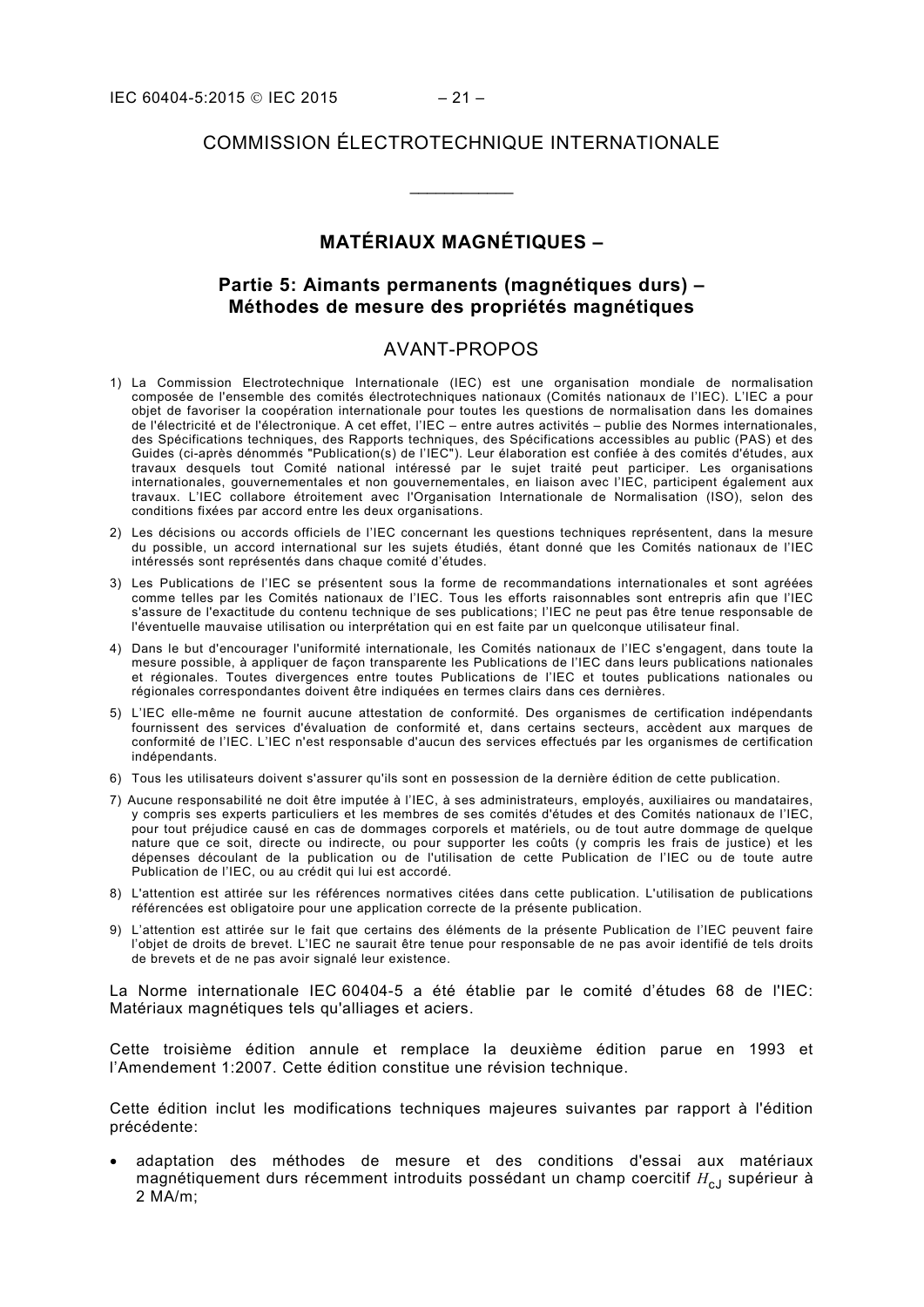COMMISSION ÉLECTROTECHNIQUE INTERNATIONALE

\_\_\_\_\_\_\_\_\_\_\_\_

# MATÉRIAUX MAGNÉTIQUES –

## Partie 5: Aimants permanents (magnétiques durs) – Méthodes de mesure des propriétés magnétiques

## AVANT-PROPOS

1) La Commission Electrotechnique Internationale (IEC) est une organisation mondiale de normalisation composée de l'ensemble des comités électrotechniques nationaux (Comités nationaux de l'IEC). L'IEC a pour objet de favoriser la coopération internationale pour toutes les questions de normalisation dans les domaines de l'électricité et de l'électronique. A cet effet, l'IEC – entre autres activités – publie des Normes internationales, des Spécifications techniques, des Rapports techniques, des Spécifications accessibles au public (PAS) et des Guides (ci-après dénommés "Publication(s) de l'IEC"). Leur élaboration est confiée à des comités d'études, aux travaux desquels tout Comité national intéressé par le sujet traité peut participer. Les organisations internationales, gouvernementales et non gouvernementales, en liaison avec l'IEC, participent également aux travaux. L'IEC collabore étroitement avec l'Organisation Internationale de Normalisation (ISO), selon des conditions fixées par accord entre les deux organisations.
2) Les décisions ou accords officiels de l'IEC concernant les questions techniques représentent, dans la mesure du possible, un accord international sur les sujets étudiés, étant donné que les Comités nationaux de l'IEC intéressés sont représentés dans chaque comité d'études.
3) Les Publications de l'IEC se présentent sous la forme de recommandations internationales et sont agréées comme telles par les Comités nationaux de l'IEC. Tous les efforts raisonnables sont entrepris afin que l'IEC s'assure de l'exactitude du contenu technique de ses publications; l'IEC ne peut pas être tenue responsable de l'éventuelle mauvaise utilisation ou interprétation qui en est faite par un quelconque utilisateur final.
4) Dans le but d'encourager l'uniformité internationale, les Comités nationaux de l'IEC s'engagent, dans toute la mesure possible, à appliquer de façon transparente les Publications de l'IEC dans leurs publications nationales et régionales. Toutes divergences entre toutes Publications de l'IEC et toutes publications nationales ou régionales correspondantes doivent être indiquées en termes clairs dans ces dernières.
5) L'IEC elle-même ne fournit aucune attestation de conformité. Des organismes de certification indépendants fournissent des services d'évaluation de conformité et, dans certains secteurs, accèdent aux marques de conformité de l'IEC. L'IEC n'est responsable d'aucun des services effectués par les organismes de certification indépendants.
6) Tous les utilisateurs doivent s'assurer qu'ils sont en possession de la dernière édition de cette publication.
7) Aucune responsabilité ne doit être imputée à l'IEC, à ses administrateurs, employés, auxiliaires ou mandataires, y compris ses experts particuliers et les membres de ses comités d'études et des Comités nationaux de l'IEC, pour tout préjudice causé en cas de dommages corporels et matériels, ou de tout autre dommage de quelque nature que ce soit, directe ou indirecte, ou pour supporter les coûts (y compris les frais de justice) et les dépenses découlant de la publication ou de l'utilisation de cette Publication de l'IEC ou de toute autre Publication de l'IEC, ou au crédit qui lui est accordé.
8) L'attention est attirée sur les références normatives citées dans cette publication. L'utilisation de publications référencées est obligatoire pour une application correcte de la présente publication.
9) L'attention est attirée sur le fait que certains des éléments de la présente Publication de l'IEC peuvent faire l'objet de droits de brevet. L'IEC ne saurait être tenue pour responsable de ne pas avoir identifié de tels droits de brevets et de ne pas avoir signalé leur existence.

La Norme internationale IEC 60404-5 a été établie par le comité d'études 68 de l'IEC: Matériaux magnétiques tels qu'alliages et aciers.

Cette troisième édition annule et remplace la deuxième édition parue en 1993 et l'Amendement 1:2007. Cette édition constitue une révision technique.

Cette édition inclut les modifications techniques majeures suivantes par rapport à l'édition précédente:

- adaptation des méthodes de mesure et des conditions d'essai aux matériaux magnétiquement durs récemment introduits possédant un champ coercitif $H_{cJ}$ supérieur à 2 MA/m;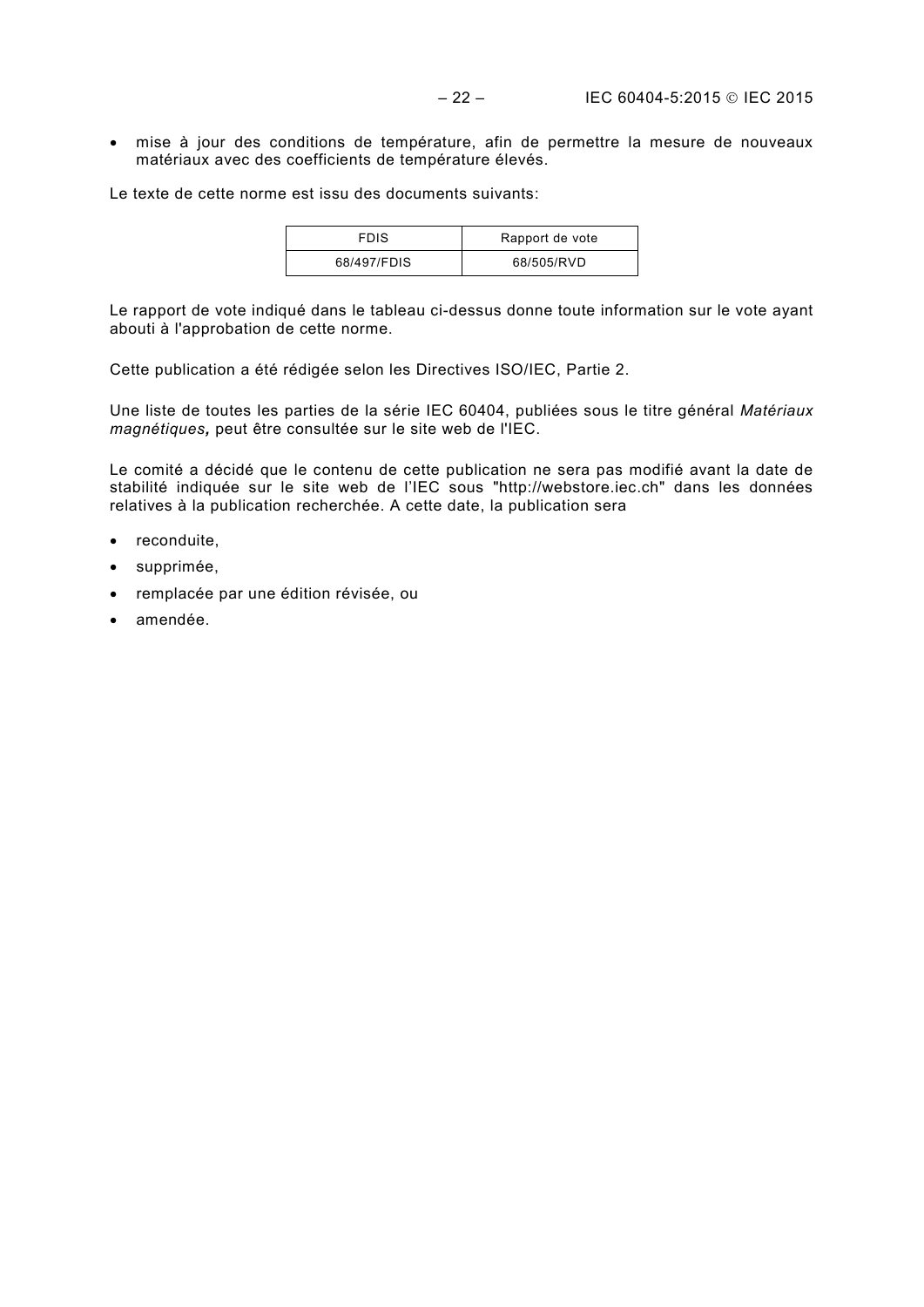- mise à jour des conditions de température, afin de permettre la mesure de nouveaux matériaux avec des coefficients de température élevés.

Le texte de cette norme est issu des documents suivants:

| FDIS | Rapport de vote |
| --- | --- |
| 68/497/FDIS | 68/505/RVD |

Le rapport de vote indiqué dans le tableau ci-dessus donne toute information sur le vote ayant abouti à l'approbation de cette norme.

Cette publication a été rédigée selon les Directives ISO/IEC, Partie 2.

Une liste de toutes les parties de la série IEC 60404, publiées sous le titre général *Matériaux magnétiques,* peut être consultée sur le site web de l'IEC.

Le comité a décidé que le contenu de cette publication ne sera pas modifié avant la date de stabilité indiquée sur le site web de l'IEC sous "http://webstore.iec.ch" dans les données relatives à la publication recherchée. A cette date, la publication sera

- reconduite,
- supprimée,
- remplacée par une édition révisée, ou
- amendée.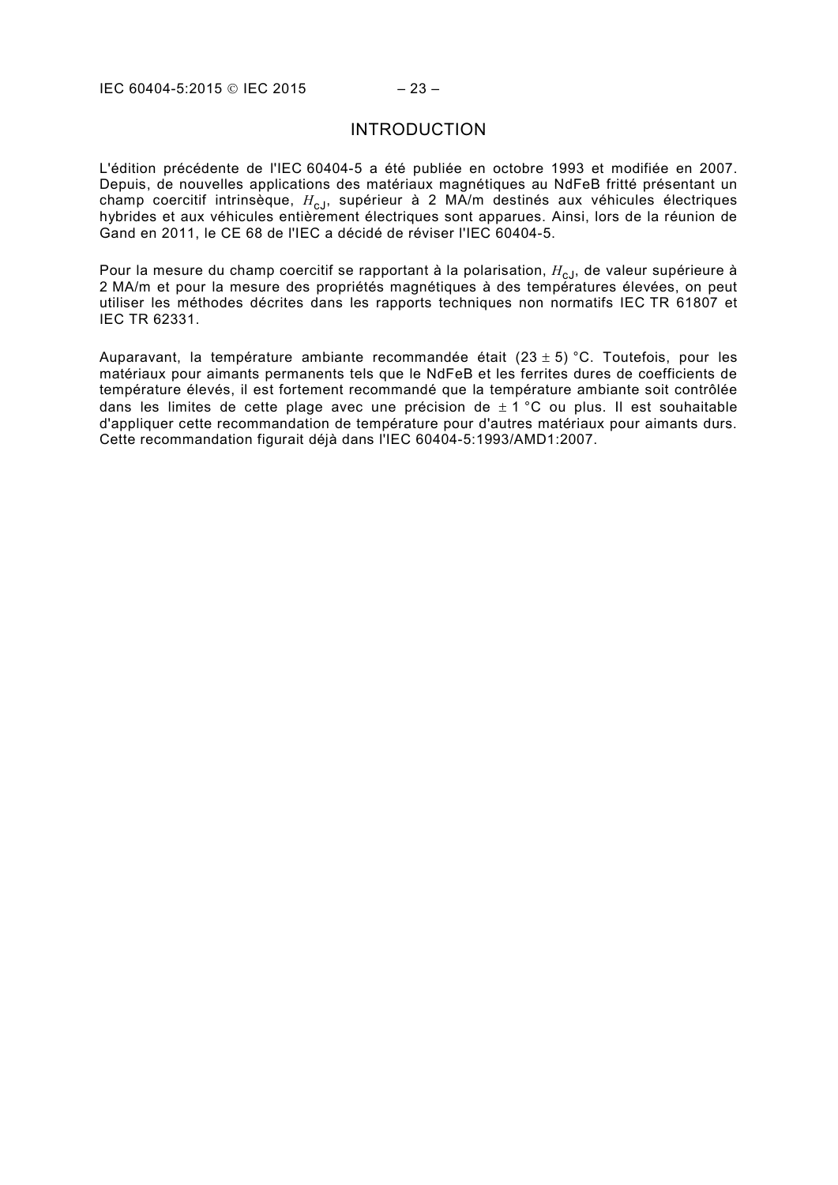# INTRODUCTION

L'édition précédente de l'IEC 60404-5 a été publiée en octobre 1993 et modifiée en 2007. Depuis, de nouvelles applications des matériaux magnétiques au NdFeB fritté présentant un champ coercitif intrinsèque, $H_{cJ}$, supérieur à 2 MA/m destinés aux véhicules électriques hybrides et aux véhicules entièrement électriques sont apparues. Ainsi, lors de la réunion de Gand en 2011, le CE 68 de l'IEC a décidé de réviser l'IEC 60404-5.

Pour la mesure du champ coercitif se rapportant à la polarisation, $H_{cJ}$, de valeur supérieure à 2 MA/m et pour la mesure des propriétés magnétiques à des températures élevées, on peut utiliser les méthodes décrites dans les rapports techniques non normatifs IEC TR 61807 et IEC TR 62331.

Auparavant, la température ambiante recommandée était $(23 \pm 5)$ °C. Toutefois, pour les matériaux pour aimants permanents tels que le NdFeB et les ferrites dures de coefficients de température élevés, il est fortement recommandé que la température ambiante soit contrôlée dans les limites de cette plage avec une précision de $\pm 1$ °C ou plus. Il est souhaitable d'appliquer cette recommandation de température pour d'autres matériaux pour aimants durs. Cette recommandation figurait déjà dans l'IEC 60404-5:1993/AMD1:2007.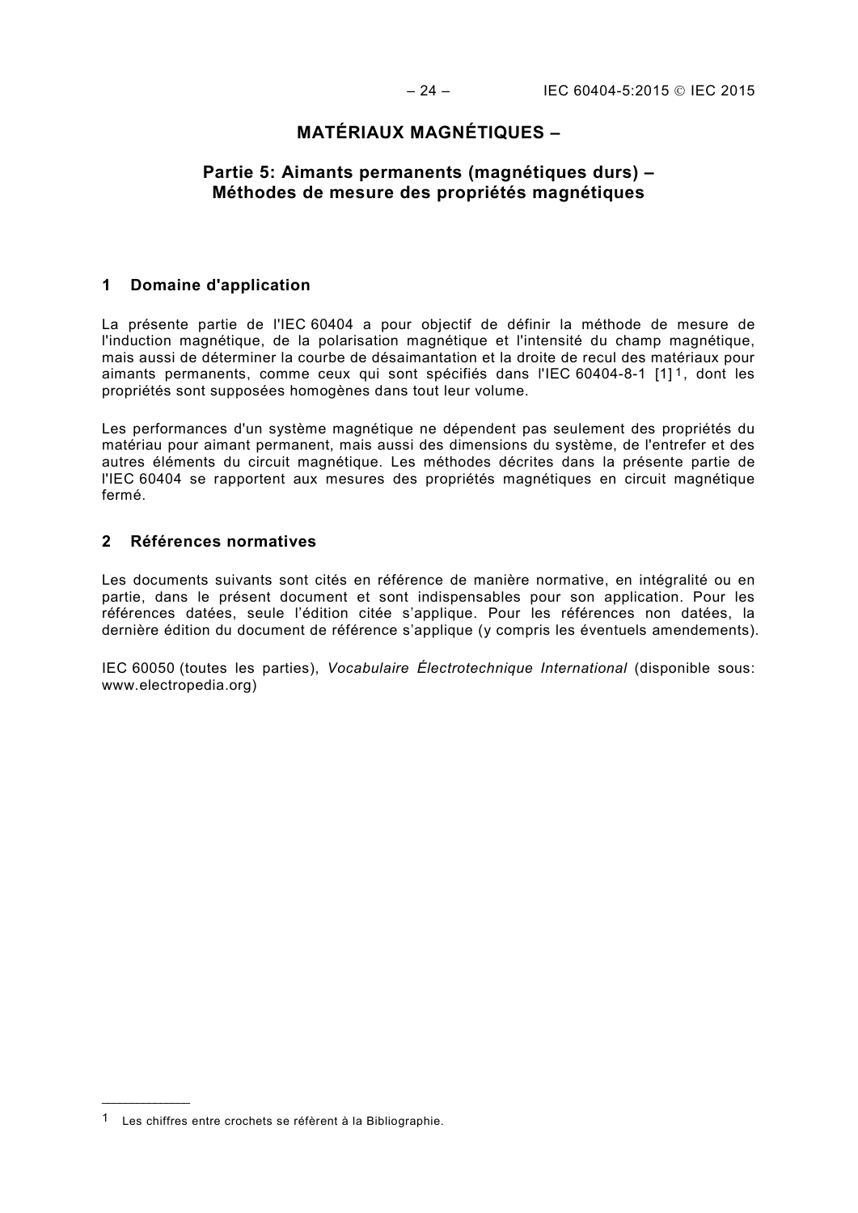# MATÉRIAUX MAGNÉTIQUES –

## Partie 5: Aimants permanents (magnétiques durs) – Méthodes de mesure des propriétés magnétiques

### 1 Domaine d'application

La présente partie de l'IEC 60404 a pour objectif de définir la méthode de mesure de l'induction magnétique, de la polarisation magnétique et l'intensité du champ magnétique, mais aussi de déterminer la courbe de désaimantation et la droite de recul des matériaux pour aimants permanents, comme ceux qui sont spécifiés dans l'IEC 60404-8-1 [1] [1], dont les propriétés sont supposées homogènes dans tout leur volume.

Les performances d'un système magnétique ne dépendent pas seulement des propriétés du matériau pour aimant permanent, mais aussi des dimensions du système, de l'entrefer et des autres éléments du circuit magnétique. Les méthodes décrites dans la présente partie de l'IEC 60404 se rapportent aux mesures des propriétés magnétiques en circuit magnétique fermé.

### 2 Références normatives

Les documents suivants sont cités en référence de manière normative, en intégralité ou en partie, dans le présent document et sont indispensables pour son application. Pour les références datées, seule l'édition citée s'applique. Pour les références non datées, la dernière édition du document de référence s'applique (y compris les éventuels amendements).

IEC 60050 (toutes les parties), *Vocabulaire Électrotechnique International* (disponible sous: www.electropedia.org)

---

1 Les chiffres entre crochets se réfèrent à la Bibliographie.